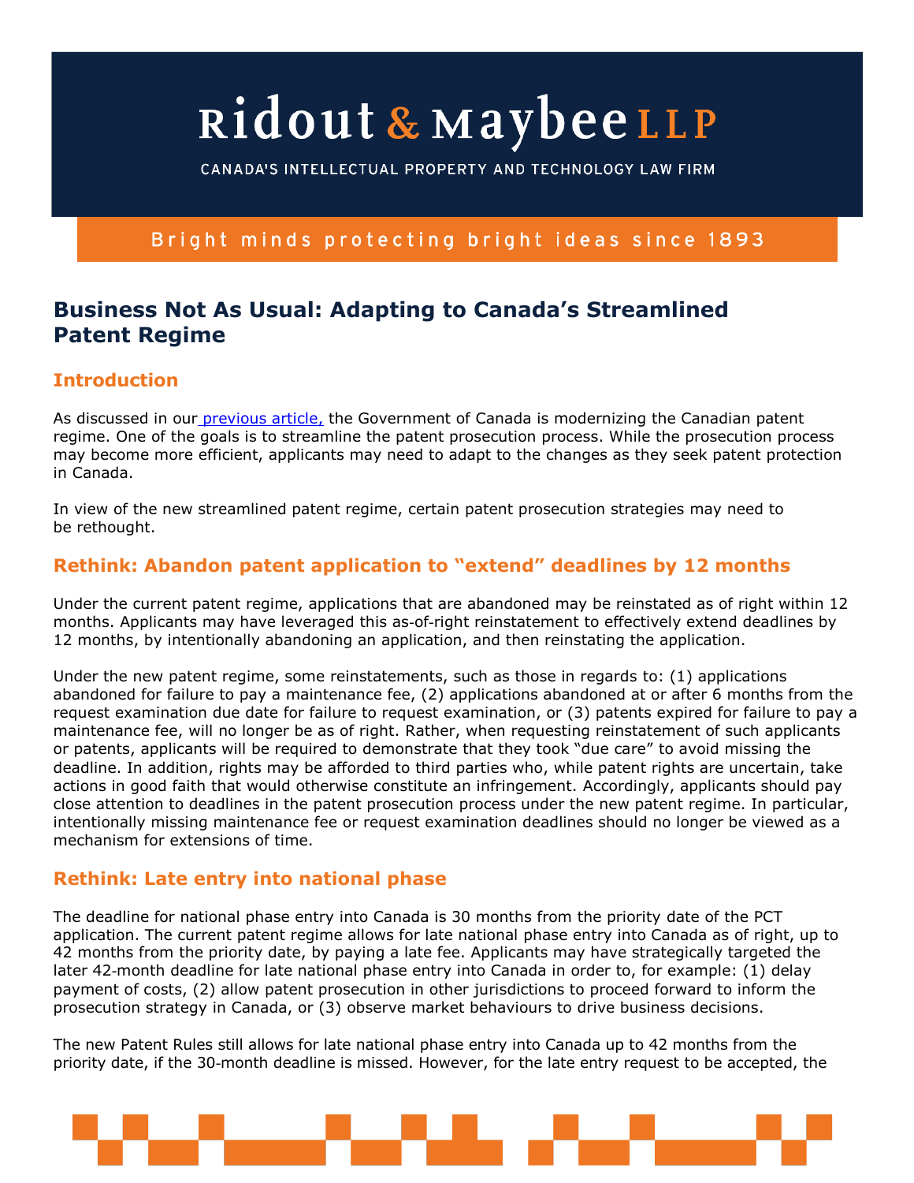# Ridout & Maybee LLP

CANADA'S INTELLECTUAL PROPERTY AND TECHNOLOGY LAW FIRM

Bright minds protecting bright ideas since 1893

## Business Not As Usual: Adapting to Canada's Streamlined Patent Regime

### Introduction

As discussed in our previous article, the Government of Canada is modernizing the Canadian patent regime. One of the goals is to streamline the patent prosecution process. While the prosecution process may become more efficient, applicants may need to adapt to the changes as they seek patent protection in Canada.

In view of the new streamlined patent regime, certain patent prosecution strategies may need to be rethought.

### Rethink: Abandon patent application to "extend" deadlines by 12 months

Under the current patent regime, applications that are abandoned may be reinstated as of right within 12 months. Applicants may have leveraged this as-of-right reinstatement to effectively extend deadlines by 12 months, by intentionally abandoning an application, and then reinstating the application.

Under the new patent regime, some reinstatements, such as those in regards to: (1) applications abandoned for failure to pay a maintenance fee, (2) applications abandoned at or after 6 months from the request examination due date for failure to request examination, or (3) patents expired for failure to pay a maintenance fee, will no longer be as of right. Rather, when requesting reinstatement of such applicants or patents, applicants will be required to demonstrate that they took "due care" to avoid missing the deadline. In addition, rights may be afforded to third parties who, while patent rights are uncertain, take actions in good faith that would otherwise constitute an infringement. Accordingly, applicants should pay close attention to deadlines in the patent prosecution process under the new patent regime. In particular, intentionally missing maintenance fee or request examination deadlines should no longer be viewed as a mechanism for extensions of time.

### Rethink: Late entry into national phase

The deadline for national phase entry into Canada is 30 months from the priority date of the PCT application. The current patent regime allows for late national phase entry into Canada as of right, up to 42 months from the priority date, by paying a late fee. Applicants may have strategically targeted the later 42-month deadline for late national phase entry into Canada in order to, for example: (1) delay payment of costs, (2) allow patent prosecution in other jurisdictions to proceed forward to inform the prosecution strategy in Canada, or (3) observe market behaviours to drive business decisions.

The new Patent Rules still allows for late national phase entry into Canada up to 42 months from the priority date, if the 30-month deadline is missed. However, for the late entry request to be accepted, the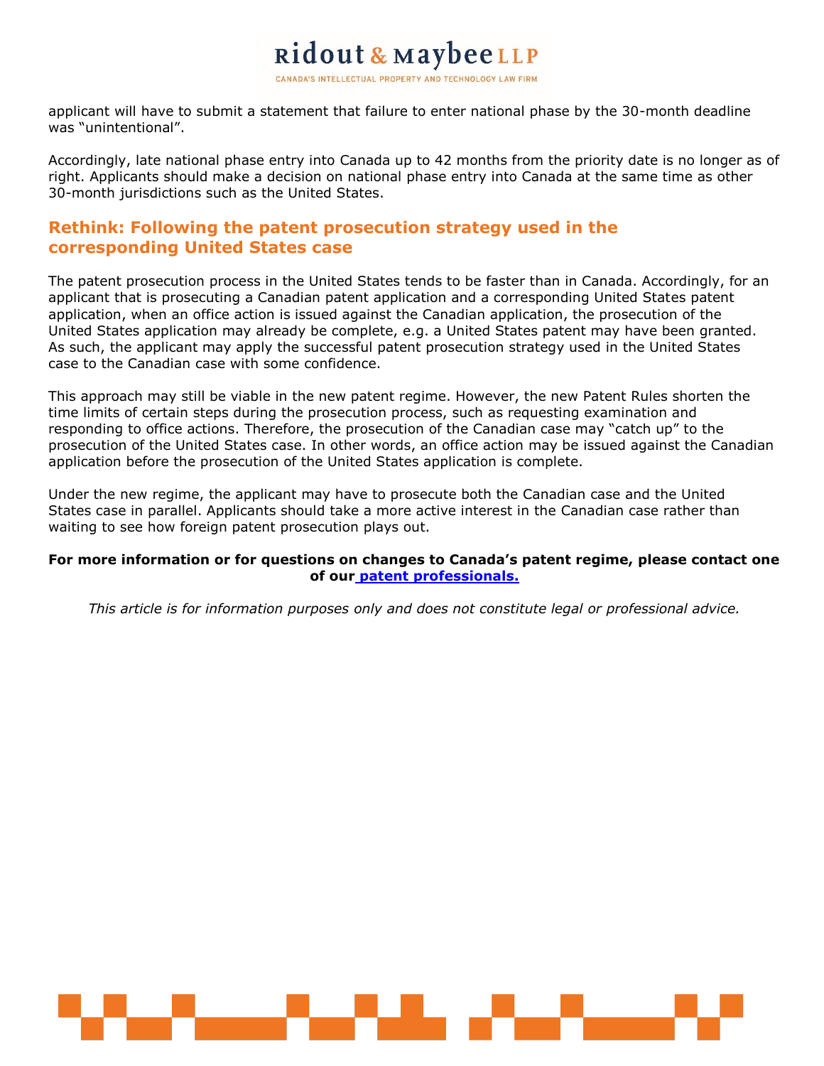applicant will have to submit a statement that failure to enter national phase by the 30-month deadline was "unintentional".

Accordingly, late national phase entry into Canada up to 42 months from the priority date is no longer as of right. Applicants should make a decision on national phase entry into Canada at the same time as other 30-month jurisdictions such as the United States.

## Rethink: Following the patent prosecution strategy used in the corresponding United States case

The patent prosecution process in the United States tends to be faster than in Canada. Accordingly, for an applicant that is prosecuting a Canadian patent application and a corresponding United States patent application, when an office action is issued against the Canadian application, the prosecution of the United States application may already be complete, e.g. a United States patent may have been granted. As such, the applicant may apply the successful patent prosecution strategy used in the United States case to the Canadian case with some confidence.

This approach may still be viable in the new patent regime. However, the new Patent Rules shorten the time limits of certain steps during the prosecution process, such as requesting examination and responding to office actions. Therefore, the prosecution of the Canadian case may "catch up" to the prosecution of the United States case. In other words, an office action may be issued against the Canadian application before the prosecution of the United States application is complete.

Under the new regime, the applicant may have to prosecute both the Canadian case and the United States case in parallel. Applicants should take a more active interest in the Canadian case rather than waiting to see how foreign patent prosecution plays out.

**For more information or for questions on changes to Canada's patent regime, please contact one of our patent professionals.**

*This article is for information purposes only and does not constitute legal or professional advice.*